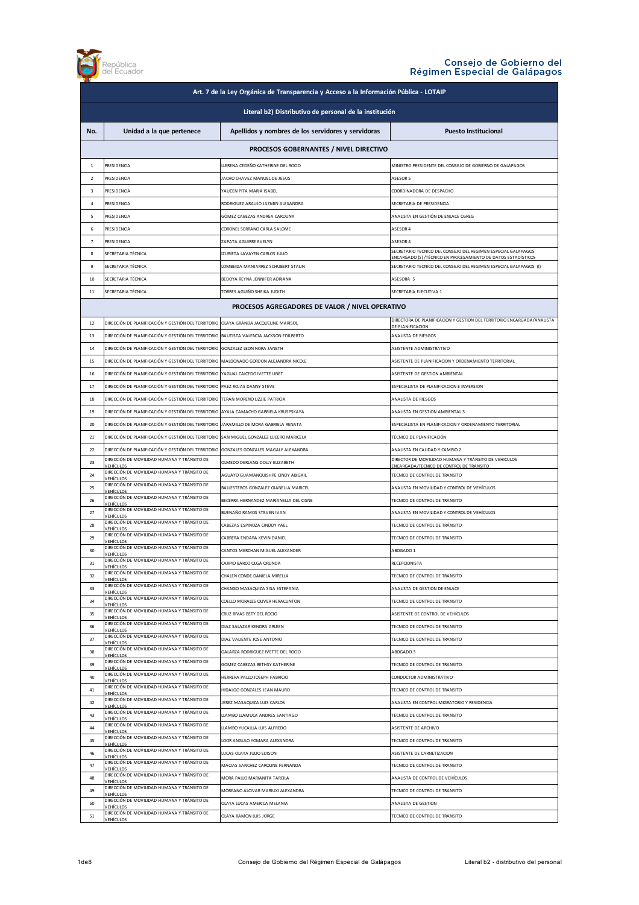República del Ecuador

Consejo de Gobierno del Régimen Especial de Galápagos

| Art. 7 de la Ley Orgánica de Transparencia y Acceso a la Información Pública - LOTAIP | | | |
|---|---|---|---|
| Literal b2) Distributivo de personal de la institución | | | |
| **No.** | **Unidad a la que pertenece** | **Apellidos y nombres de los servidores y servidoras** | **Puesto Institucional** |
| **PROCESOS GOBERNANTES / NIVEL DIRECTIVO** | | | |
| 1 | PRESIDENCIA | LLERENA CEDEÑO KATHERINE DEL ROCIO | MINISTRO PRESIDENTE DEL CONSEJO DE GOBIERNO DE GALAPAGOS |
| 2 | PRESIDENCIA | JACHO CHAVEZ MANUEL DE JESUS | ASESOR 5 |
| 3 | PRESIDENCIA | YAUCEN PITA MARIA ISABEL | COORDINADORA DE DESPACHO |
| 4 | PRESIDENCIA | RODRIGUEZ ARAUJO JAZMIN ALEXANDRA | SECRETARIA DE PRESIDENCIA |
| 5 | PRESIDENCIA | GÓMEZ CABEZAS ANDREA CAROLINA | ANALISTA EN GESTIÓN DE ENLACE CGREG |
| 6 | PRESIDENCIA | CORONEL SERRANO CARLA SALOME | ASESOR 4 |
| 7 | PRESIDENCIA | ZAPATA AGUIRRE EVELYN | ASESOR 4 |
| 8 | SECRETARIA TÉCNICA | IZURIETA LAVAYEN CARLOS JULIO | SECRETARIO TECNICO DEL CONSEJO DEL REGIMEN ESPECIAL GALAPAGOS ENCARGADO (S) /TÉCNICO EN PROCESAMIENTO DE DATOS ESTADÍSTICOS |
| 9 | SECRETARIA TÉCNICA | LOMBEIDA MANJARREZ SCHUBERT STALIN | SECRETARIO TECNICO DEL CONSEJO DEL REGIMEN ESPECIAL GALAPAGOS (I) |
| 10 | SECRETARIA TÉCNICA | BEDOYA REYNA JENNIFER ADRIANA | ASESORA 5 |
| 11 | SECRETARIA TÉCNICA | TORRES AGUIÑO SHEIKA JUDITH | SECRETARIA EJECUTIVA 1 |
| **PROCESOS AGREGADORES DE VALOR / NIVEL OPERATIVO** | | | |
| 12 | DIRECCIÓN DE PLANIFICACIÓN Y GESTIÓN DEL TERRITORIO | OLAYA GRANDA JACQUELINE MARISOL | DIRECTORA DE PLANIFICACION Y GESTION DEL TERRITORIO ENCARGADA/ANALISTA DE PLANIFICACION |
| 13 | DIRECCIÓN DE PLANIFICACIÓN Y GESTIÓN DEL TERRITORIO | BAUTISTA VALENCIA JACKSON EDILBERTO | ANALISTA DE RIESGOS |
| 14 | DIRECCIÓN DE PLANIFICACIÓN Y GESTIÓN DEL TERRITORIO | GONZALEZ LEON NORA JANETH | ASISTENTE ADMINISTRATIVO |
| 15 | DIRECCIÓN DE PLANIFICACIÓN Y GESTIÓN DEL TERRITORIO | MALDONADO GORDON ALEJANDRA NICOLE | ASISTENTE DE PLANIFICACION Y ORDENAMIENTO TERRITORIAL |
| 16 | DIRECCIÓN DE PLANIFICACIÓN Y GESTIÓN DEL TERRITORIO | YAGUAL CAICEDO IVETTE LINET | ASISTENTE DE GESTION AMBIENTAL |
| 17 | DIRECCIÓN DE PLANIFICACIÓN Y GESTIÓN DEL TERRITORIO | PAEZ ROJAS DANNY STEVE | ESPECIALISTA DE PLANIFICACION E INVERSION |
| 18 | DIRECCIÓN DE PLANIFICACIÓN Y GESTIÓN DEL TERRITORIO | TERAN MORENO LIZZIE PATRICIA | ANALISTA DE RIESGOS |
| 19 | DIRECCIÓN DE PLANIFICACIÓN Y GESTIÓN DEL TERRITORIO | AYALA CAMACHO GABRIELA KRUSPSKAYA | ANALISTA EN GESTION AMBIENTAL 3 |
| 20 | DIRECCIÓN DE PLANIFICACIÓN Y GESTIÓN DEL TERRITORIO | JARAMILLO DE MORA GABRIELA RENATA | ESPECIALISTA EN PLANIFICACION Y ORDENAMIENTO TERRITORIAL |
| 21 | DIRECCIÓN DE PLANIFICACIÓN Y GESTIÓN DEL TERRITORIO | SAN MIGUEL GONZALEZ LUCERO MARICELA | TÉCNICO DE PLANIFICACIÓN |
| 22 | DIRECCIÓN DE PLANIFICACIÓN Y GESTIÓN DEL TERRITORIO | GONZALES GONZALES MAGALY ALEXANDRA | ANALISTA EN CALIDAD Y CAMBIO 2 |
| 23 | DIRECCIÓN DE MOVILIDAD HUMANA Y TRÁNSITO DE VEHÍCULOS | OLMEDO DERLANG DOLLY ELIZABETH | DIRECTOR DE MOVILIDAD HUMANA Y TRÁNSITO DE VEHICULOS ENCARGADA/TECNICO DE CONTROL DE TRANSITO |
| 24 | DIRECCIÓN DE MOVILIDAD HUMANA Y TRÁNSITO DE VEHÍCULOS | AGUAYO GUAMANQUISHPE CINDY ABIGAIL | TECNICO DE CONTROL DE TRANSITO |
| 25 | DIRECCIÓN DE MOVILIDAD HUMANA Y TRÁNSITO DE VEHÍCULOS | BALLESTEROS GONZALEZ GIANELLA MARICEL | ANALISTA EN MOVILIDAD Y CONTROL DE VEHÍCULOS |
| 26 | DIRECCIÓN DE MOVILIDAD HUMANA Y TRÁNSITO DE VEHÍCULOS | BECERRA HERNANDEZ MARIANELLA DEL CISNE | TECNICO DE CONTROL DE TRANSITO |
| 27 | DIRECCIÓN DE MOVILIDAD HUMANA Y TRÁNSITO DE VEHÍCULOS | BUENAÑO RAMOS STEVEN IVAN | ANALISTA EN MOVILIDAD Y CONTROL DE VEHÍCULOS |
| 28 | DIRECCIÓN DE MOVILIDAD HUMANA Y TRÁNSITO DE VEHÍCULOS | CABEZAS ESPINOZA CINDDY YAEL | TECNICO DE CONTROL DE TRÁNSITO |
| 29 | DIRECCIÓN DE MOVILIDAD HUMANA Y TRÁNSITO DE VEHÍCULOS | CABRERA ENDARA KEVIN DANIEL | TECNICO DE CONTROL DE TRANSITO |
| 30 | DIRECCIÓN DE MOVILIDAD HUMANA Y TRÁNSITO DE VEHÍCULOS | CANTOS MERCHAN MIGUEL ALEXANDER | ABOGADO 1 |
| 31 | DIRECCIÓN DE MOVILIDAD HUMANA Y TRÁNSITO DE VEHÍCULOS | CARPIO BARCO OLGA ORLINDA | RECEPCIONISTA |
| 32 | DIRECCIÓN DE MOVILIDAD HUMANA Y TRÁNSITO DE VEHÍCULOS | CHALEN CONDE DANIELA MIRELLA | TECNICO DE CONTROL DE TRANSITO |
| 33 | DIRECCIÓN DE MOVILIDAD HUMANA Y TRÁNSITO DE VEHÍCULOS | CHANGO MASAQUIZA SISA ESTEFANIA | ANALISTA DE GESTION DE ENLACE |
| 34 | DIRECCIÓN DE MOVILIDAD HUMANA Y TRÁNSITO DE VEHÍCULOS | COELLO MORALES OLIVER HERACLINTON | TECNICO DE CONTROL DE TRANSITO |
| 35 | DIRECCIÓN DE MOVILIDAD HUMANA Y TRÁNSITO DE VEHÍCULOS | CRUZ RIVAS BETY DEL ROCIO | ASISTENTE DE CONTROL DE VEHÍCULOS |
| 36 | DIRECCIÓN DE MOVILIDAD HUMANA Y TRÁNSITO DE VEHÍCULOS | DIAZ SALAZAR KENDRA ARLEEN | TECNICO DE CONTROL DE TRANSITO |
| 37 | DIRECCIÓN DE MOVILIDAD HUMANA Y TRÁNSITO DE VEHÍCULOS | DIAZ VALIENTE JOSE ANTONIO | TECNICO DE CONTROL DE TRANSITO |
| 38 | DIRECCIÓN DE MOVILIDAD HUMANA Y TRÁNSITO DE VEHÍCULOS | GALARZA RODRIGUEZ IVETTE DEL ROCIO | ABOGADO 3 |
| 39 | DIRECCIÓN DE MOVILIDAD HUMANA Y TRÁNSITO DE VEHÍCULOS | GOMEZ CABEZAS BETHSY KATHERINE | TECNICO DE CONTROL DE TRANSITO |
| 40 | DIRECCIÓN DE MOVILIDAD HUMANA Y TRÁNSITO DE VEHÍCULOS | HERRERA PALLO JOSEPH FABRICIO | CONDUCTOR ADMINISTRATIVO |
| 41 | DIRECCIÓN DE MOVILIDAD HUMANA Y TRÁNSITO DE VEHÍCULOS | HIDALGO GONZALES JEAN MAURO | TECNICO DE CONTROL DE TRANSITO |
| 42 | DIRECCIÓN DE MOVILIDAD HUMANA Y TRÁNSITO DE VEHÍCULOS | JEREZ MASAQUIZA LUIS CARLOS | ANALISTA EN CONTROL MIGRATORIO Y RESIDENCIA |
| 43 | DIRECCIÓN DE MOVILIDAD HUMANA Y TRÁNSITO DE VEHÍCULOS | LLAMBO LLAMUCA ANDRES SANTIAGO | TECNICO DE CONTROL DE TRANSITO |
| 44 | DIRECCIÓN DE MOVILIDAD HUMANA Y TRÁNSITO DE VEHÍCULOS | LLAMBO YUCAILLA LUIS ALFREDO | ASISTENTE DE ARCHIVO |
| 45 | DIRECCIÓN DE MOVILIDAD HUMANA Y TRÁNSITO DE VEHÍCULOS | LOOR ANGULO YOMARA ALEXANDRA | TECNICO DE CONTROL DE TRANSITO |
| 46 | DIRECCIÓN DE MOVILIDAD HUMANA Y TRÁNSITO DE VEHÍCULOS | LUCAS OLAYA JULIO EDISON | ASISTENTE DE CARNETIZACION |
| 47 | DIRECCIÓN DE MOVILIDAD HUMANA Y TRÁNSITO DE VEHÍCULOS | MACIAS SANCHEZ CAROLINE FERNANDA | TECNICO DE CONTROL DE TRANSITO |
| 48 | DIRECCIÓN DE MOVILIDAD HUMANA Y TRÁNSITO DE VEHÍCULOS | MORA PALLO MARIANITA TARCILA | ANALISTA DE CONTROL DE VEHÍCULOS |
| 49 | DIRECCIÓN DE MOVILIDAD HUMANA Y TRÁNSITO DE VEHÍCULOS | MOREANO ALCIVAR MARIUXI ALEXANDRA | TECNICO DE CONTROL DE TRANSITO |
| 50 | DIRECCIÓN DE MOVILIDAD HUMANA Y TRÁNSITO DE VEHÍCULOS | OLAYA LUCAS AMERICA MELANIA | ANALISTA DE GESTION |
| 51 | DIRECCIÓN DE MOVILIDAD HUMANA Y TRÁNSITO DE VEHÍCULOS | OLAYA RAMON LUIS JORGE | TECNICO DE CONTROL DE TRANSITO |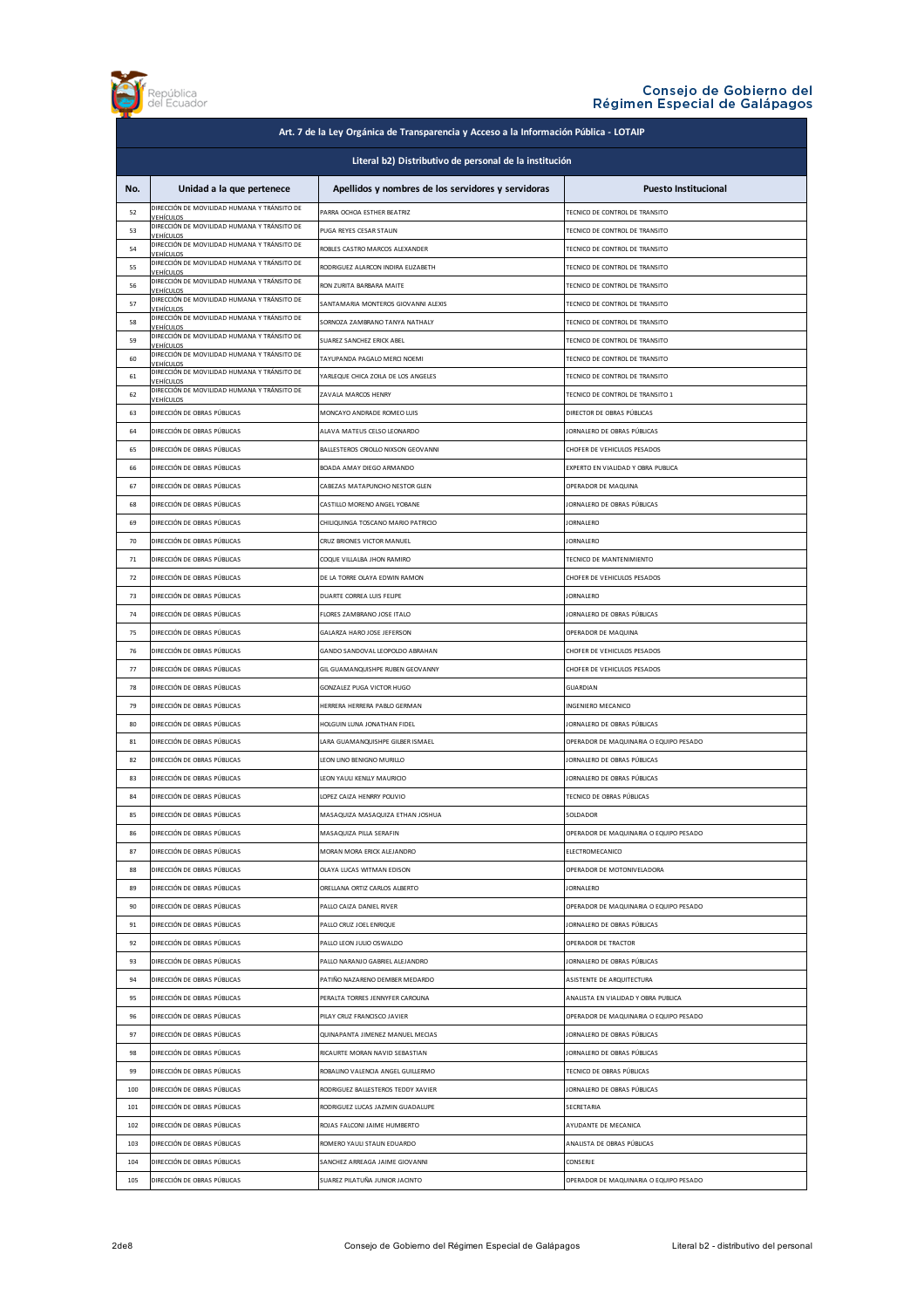| Art. 7 de la Ley Orgánica de Transparencia y Acceso a la Información Pública - LOTAIP | | | |
|---|---|---|---|
| **Literal b2) Distributivo de personal de la institución** | | | |
| **No.** | **Unidad a la que pertenece** | **Apellidos y nombres de los servidores y servidoras** | **Puesto Institucional** |
| 52 | DIRECCIÓN DE MOVILIDAD HUMANA Y TRÁNSITO DE VEHÍCULOS | PARRA OCHOA ESTHER BEATRIZ | TECNICO DE CONTROL DE TRANSITO |
| 53 | DIRECCIÓN DE MOVILIDAD HUMANA Y TRÁNSITO DE VEHÍCULOS | PUGA REYES CESAR STALIN | TECNICO DE CONTROL DE TRANSITO |
| 54 | DIRECCIÓN DE MOVILIDAD HUMANA Y TRÁNSITO DE VEHÍCULOS | ROBLES CASTRO MARCOS ALEXANDER | TECNICO DE CONTROL DE TRANSITO |
| 55 | DIRECCIÓN DE MOVILIDAD HUMANA Y TRÁNSITO DE VEHÍCULOS | RODRIGUEZ ALARCON INDIRA ELIZABETH | TECNICO DE CONTROL DE TRANSITO |
| 56 | DIRECCIÓN DE MOVILIDAD HUMANA Y TRÁNSITO DE VEHÍCULOS | RON ZURITA BARBARA MAITE | TECNICO DE CONTROL DE TRANSITO |
| 57 | DIRECCIÓN DE MOVILIDAD HUMANA Y TRÁNSITO DE VEHÍCULOS | SANTAMARIA MONTEROS GIOVANNI ALEXIS | TECNICO DE CONTROL DE TRANSITO |
| 58 | DIRECCIÓN DE MOVILIDAD HUMANA Y TRÁNSITO DE VEHÍCULOS | SORNOZA ZAMBRANO TANYA NATHALY | TECNICO DE CONTROL DE TRANSITO |
| 59 | DIRECCIÓN DE MOVILIDAD HUMANA Y TRÁNSITO DE VEHÍCULOS | SUAREZ SANCHEZ ERICK ABEL | TECNICO DE CONTROL DE TRANSITO |
| 60 | DIRECCIÓN DE MOVILIDAD HUMANA Y TRÁNSITO DE VEHÍCULOS | TAYUPANDA PAGALO MERCI NOEMI | TECNICO DE CONTROL DE TRANSITO |
| 61 | DIRECCIÓN DE MOVILIDAD HUMANA Y TRÁNSITO DE VEHÍCULOS | YARLEQUE CHICA ZOILA DE LOS ANGELES | TECNICO DE CONTROL DE TRANSITO |
| 62 | DIRECCIÓN DE MOVILIDAD HUMANA Y TRÁNSITO DE VEHÍCULOS | ZAVALA MARCOS HENRY | TECNICO DE CONTROL DE TRANSITO 1 |
| 63 | DIRECCIÓN DE OBRAS PÚBLICAS | MONCAYO ANDRADE ROMEO LUIS | DIRECTOR DE OBRAS PÚBLICAS |
| 64 | DIRECCIÓN DE OBRAS PÚBLICAS | ALAVA MATEUS CELSO LEONARDO | JORNALERO DE OBRAS PÚBLICAS |
| 65 | DIRECCIÓN DE OBRAS PÚBLICAS | BALLESTEROS CRIOLLO NIXSON GEOVANNI | CHOFER DE VEHICULOS PESADOS |
| 66 | DIRECCIÓN DE OBRAS PÚBLICAS | BOADA AMAY DIEGO ARMANDO | EXPERTO EN VIALIDAD Y OBRA PUBLICA |
| 67 | DIRECCIÓN DE OBRAS PÚBLICAS | CABEZAS MATAPUNCHO NESTOR GLEN | OPERADOR DE MAQUINA |
| 68 | DIRECCIÓN DE OBRAS PÚBLICAS | CASTILLO MORENO ANGEL YOBANE | JORNALERO DE OBRAS PÚBLICAS |
| 69 | DIRECCIÓN DE OBRAS PÚBLICAS | CHILIQUINGA TOSCANO MARIO PATRICIO | JORNALERO |
| 70 | DIRECCIÓN DE OBRAS PÚBLICAS | CRUZ BRIONES VICTOR MANUEL | JORNALERO |
| 71 | DIRECCIÓN DE OBRAS PÚBLICAS | COQUE VILLALBA JHON RAMIRO | TECNICO DE MANTENIMIENTO |
| 72 | DIRECCIÓN DE OBRAS PÚBLICAS | DE LA TORRE OLAYA EDWIN RAMON | CHOFER DE VEHICULOS PESADOS |
| 73 | DIRECCIÓN DE OBRAS PÚBLICAS | DUARTE CORREA LUIS FELIPE | JORNALERO |
| 74 | DIRECCIÓN DE OBRAS PÚBLICAS | FLORES ZAMBRANO JOSE ITALO | JORNALERO DE OBRAS PÚBLICAS |
| 75 | DIRECCIÓN DE OBRAS PÚBLICAS | GALARZA HARO JOSE JEFERSON | OPERADOR DE MAQUINA |
| 76 | DIRECCIÓN DE OBRAS PÚBLICAS | GANDO SANDOVAL LEOPOLDO ABRAHAN | CHOFER DE VEHICULOS PESADOS |
| 77 | DIRECCIÓN DE OBRAS PÚBLICAS | GIL GUAMANQUISHPE RUBEN GEOVANNY | CHOFER DE VEHICULOS PESADOS |
| 78 | DIRECCIÓN DE OBRAS PÚBLICAS | GONZALEZ PUGA VICTOR HUGO | GUARDIAN |
| 79 | DIRECCIÓN DE OBRAS PÚBLICAS | HERRERA HERRERA PABLO GERMAN | INGENIERO MECANICO |
| 80 | DIRECCIÓN DE OBRAS PÚBLICAS | HOLGUIN LUNA JONATHAN FIDEL | JORNALERO DE OBRAS PÚBLICAS |
| 81 | DIRECCIÓN DE OBRAS PÚBLICAS | LARA GUAMANQUISHPE GILBER ISMAEL | OPERADOR DE MAQUINARIA O EQUIPO PESADO |
| 82 | DIRECCIÓN DE OBRAS PÚBLICAS | LEON LINO BENIGNO MURILLO | JORNALERO DE OBRAS PÚBLICAS |
| 83 | DIRECCIÓN DE OBRAS PÚBLICAS | LEON YAULI KENLLY MAURICIO | JORNALERO DE OBRAS PÚBLICAS |
| 84 | DIRECCIÓN DE OBRAS PÚBLICAS | LOPEZ CAIZA HENRRY POLIVIO | TECNICO DE OBRAS PÚBLICAS |
| 85 | DIRECCIÓN DE OBRAS PÚBLICAS | MASAQUIZA MASAQUIZA ETHAN JOSHUA | SOLDADOR |
| 86 | DIRECCIÓN DE OBRAS PÚBLICAS | MASAQUIZA PILLA SERAFIN | OPERADOR DE MAQUINARIA O EQUIPO PESADO |
| 87 | DIRECCIÓN DE OBRAS PÚBLICAS | MORAN MORA ERICK ALEJANDRO | ELECTROMECANICO |
| 88 | DIRECCIÓN DE OBRAS PÚBLICAS | OLAYA LUCAS WITMAN EDISON | OPERADOR DE MOTONIVELADORA |
| 89 | DIRECCIÓN DE OBRAS PÚBLICAS | ORELLANA ORTIZ CARLOS ALBERTO | JORNALERO |
| 90 | DIRECCIÓN DE OBRAS PÚBLICAS | PALLO CAIZA DANIEL RIVER | OPERADOR DE MAQUINARIA O EQUIPO PESADO |
| 91 | DIRECCIÓN DE OBRAS PÚBLICAS | PALLO CRUZ JOEL ENRIQUE | JORNALERO DE OBRAS PÚBLICAS |
| 92 | DIRECCIÓN DE OBRAS PÚBLICAS | PALLO LEON JULIO OSWALDO | OPERADOR DE TRACTOR |
| 93 | DIRECCIÓN DE OBRAS PÚBLICAS | PALLO NARANJO GABRIEL ALEJANDRO | JORNALERO DE OBRAS PÚBLICAS |
| 94 | DIRECCIÓN DE OBRAS PÚBLICAS | PATIÑO NAZARENO DEMBER MEDARDO | ASISTENTE DE ARQUITECTURA |
| 95 | DIRECCIÓN DE OBRAS PÚBLICAS | PERALTA TORRES JENNYFER CAROLINA | ANALISTA EN VIALIDAD Y OBRA PUBLICA |
| 96 | DIRECCIÓN DE OBRAS PÚBLICAS | PILAY CRUZ FRANCISCO JAVIER | OPERADOR DE MAQUINARIA O EQUIPO PESADO |
| 97 | DIRECCIÓN DE OBRAS PÚBLICAS | QUINAPANTA JIMENEZ MANUEL MECIAS | JORNALERO DE OBRAS PÚBLICAS |
| 98 | DIRECCIÓN DE OBRAS PÚBLICAS | RICAURTE MORAN NAVID SEBASTIAN | JORNALERO DE OBRAS PÚBLICAS |
| 99 | DIRECCIÓN DE OBRAS PÚBLICAS | ROBALINO VALENCIA ANGEL GUILLERMO | TECNICO DE OBRAS PÚBLICAS |
| 100 | DIRECCIÓN DE OBRAS PÚBLICAS | RODRIGUEZ BALLESTEROS TEDDY XAVIER | JORNALERO DE OBRAS PÚBLICAS |
| 101 | DIRECCIÓN DE OBRAS PÚBLICAS | RODRIGUEZ LUCAS JAZMIN GUADALUPE | SECRETARIA |
| 102 | DIRECCIÓN DE OBRAS PÚBLICAS | ROJAS FALCONI JAIME HUMBERTO | AYUDANTE DE MECANICA |
| 103 | DIRECCIÓN DE OBRAS PÚBLICAS | ROMERO YAULI STALIN EDUARDO | ANALISTA DE OBRAS PÚBLICAS |
| 104 | DIRECCIÓN DE OBRAS PÚBLICAS | SANCHEZ ARREAGA JAIME GIOVANNI | CONSERJE |
| 105 | DIRECCIÓN DE OBRAS PÚBLICAS | SUAREZ PILATUÑA JUNIOR JACINTO | OPERADOR DE MAQUINARIA O EQUIPO PESADO |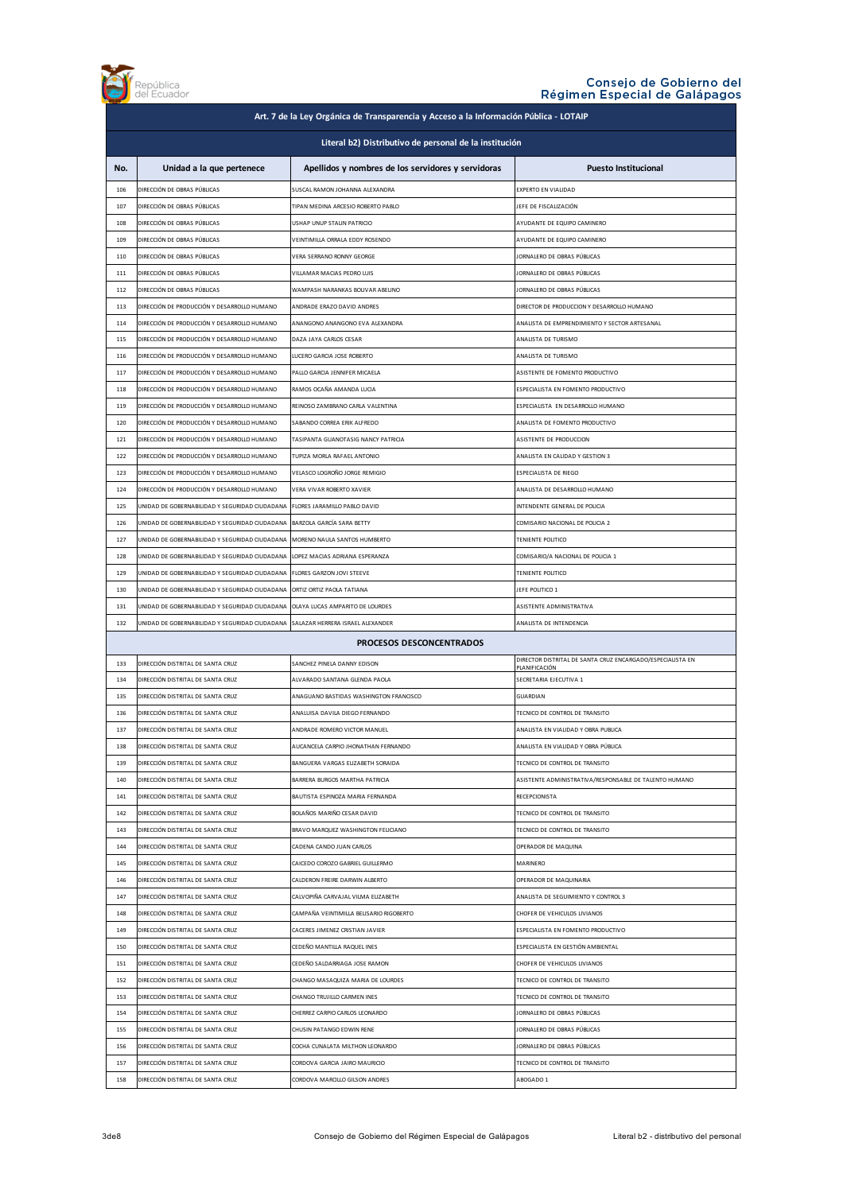Art. 7 de la Ley Orgánica de Transparencia y Acceso a la Información Pública - LOTAIP

Literal b2) Distributivo de personal de la institución

| No. | Unidad a la que pertenece | Apellidos y nombres de los servidores y servidoras | Puesto Institucional |
|---|---|---|---|
| 106 | DIRECCIÓN DE OBRAS PÚBLICAS | SUSCAL RAMON JOHANNA ALEXANDRA | EXPERTO EN VIALIDAD |
| 107 | DIRECCIÓN DE OBRAS PÚBLICAS | TIPAN MEDINA ARCESIO ROBERTO PABLO | JEFE DE FISCALIZACIÓN |
| 108 | DIRECCIÓN DE OBRAS PÚBLICAS | USHAP UNUP STALIN PATRICIO | AYUDANTE DE EQUIPO CAMINERO |
| 109 | DIRECCIÓN DE OBRAS PÚBLICAS | VEINTIMILLA ORRALA EDDY ROSENDO | AYUDANTE DE EQUIPO CAMINERO |
| 110 | DIRECCIÓN DE OBRAS PÚBLICAS | VERA SERRANO RONNY GEORGE | JORNALERO DE OBRAS PÚBLICAS |
| 111 | DIRECCIÓN DE OBRAS PÚBLICAS | VILLAMAR MACIAS PEDRO LUIS | JORNALERO DE OBRAS PÚBLICAS |
| 112 | DIRECCIÓN DE OBRAS PÚBLICAS | WAMPASH NARANKAS BOLIVAR ABELINO | JORNALERO DE OBRAS PÚBLICAS |
| 113 | DIRECCIÓN DE PRODUCCIÓN Y DESARROLLO HUMANO | ANDRADE ERAZO DAVID ANDRES | DIRECTOR DE PRODUCCION Y DESARROLLO HUMANO |
| 114 | DIRECCIÓN DE PRODUCCIÓN Y DESARROLLO HUMANO | ANANGONO ANANGONO EVA ALEXANDRA | ANALISTA DE EMPRENDIMIENTO Y SECTOR ARTESANAL |
| 115 | DIRECCIÓN DE PRODUCCIÓN Y DESARROLLO HUMANO | DAZA JAYA CARLOS CESAR | ANALISTA DE TURISMO |
| 116 | DIRECCIÓN DE PRODUCCIÓN Y DESARROLLO HUMANO | LUCERO GARCIA JOSE ROBERTO | ANALISTA DE TURISMO |
| 117 | DIRECCIÓN DE PRODUCCIÓN Y DESARROLLO HUMANO | PALLO GARCIA JENNIFER MICAELA | ASISTENTE DE FOMENTO PRODUCTIVO |
| 118 | DIRECCIÓN DE PRODUCCIÓN Y DESARROLLO HUMANO | RAMOS OCAÑA AMANDA LUCIA | ESPECIALISTA EN FOMENTO PRODUCTIVO |
| 119 | DIRECCIÓN DE PRODUCCIÓN Y DESARROLLO HUMANO | REINOSO ZAMBRANO CARLA VALENTINA | ESPECIALISTA EN DESARROLLO HUMANO |
| 120 | DIRECCIÓN DE PRODUCCIÓN Y DESARROLLO HUMANO | SABANDO CORREA ERIK ALFREDO | ANALISTA DE FOMENTO PRODUCTIVO |
| 121 | DIRECCIÓN DE PRODUCCIÓN Y DESARROLLO HUMANO | TASIPANTA GUANOTASIG NANCY PATRICIA | ASISTENTE DE PRODUCCION |
| 122 | DIRECCIÓN DE PRODUCCIÓN Y DESARROLLO HUMANO | TUPIZA MORLA RAFAEL ANTONIO | ANALISTA EN CALIDAD Y GESTION 3 |
| 123 | DIRECCIÓN DE PRODUCCIÓN Y DESARROLLO HUMANO | VELASCO LOGROÑO JORGE REMIGIO | ESPECIALISTA DE RIEGO |
| 124 | DIRECCIÓN DE PRODUCCIÓN Y DESARROLLO HUMANO | VERA VIVAR ROBERTO XAVIER | ANALISTA DE DESARROLLO HUMANO |
| 125 | UNIDAD DE GOBERNABILIDAD Y SEGURIDAD CIUDADANA | FLORES JARAMILLO PABLO DAVID | INTENDENTE GENERAL DE POLICIA |
| 126 | UNIDAD DE GOBERNABILIDAD Y SEGURIDAD CIUDADANA | BARZOLA GARCÍA SARA BETTY | COMISARIO NACIONAL DE POLICIA 2 |
| 127 | UNIDAD DE GOBERNABILIDAD Y SEGURIDAD CIUDADANA | MORENO NAULA SANTOS HUMBERTO | TENIENTE POLITICO |
| 128 | UNIDAD DE GOBERNABILIDAD Y SEGURIDAD CIUDADANA | LOPEZ MACIAS ADRIANA ESPERANZA | COMISARIO/A NACIONAL DE POLICIA 1 |
| 129 | UNIDAD DE GOBERNABILIDAD Y SEGURIDAD CIUDADANA | FLORES GARZON JOVI STEEVE | TENIENTE POLITICO |
| 130 | UNIDAD DE GOBERNABILIDAD Y SEGURIDAD CIUDADANA | ORTIZ ORTIZ PAOLA TATIANA | JEFE POLITICO 1 |
| 131 | UNIDAD DE GOBERNABILIDAD Y SEGURIDAD CIUDADANA | OLAYA LUCAS AMPARITO DE LOURDES | ASISTENTE ADMINISTRATIVA |
| 132 | UNIDAD DE GOBERNABILIDAD Y SEGURIDAD CIUDADANA | SALAZAR HERRERA ISRAEL ALEXANDER | ANALISTA DE INTENDENCIA |
| | **PROCESOS DESCONCENTRADOS** | | |
| 133 | DIRECCIÓN DISTRITAL DE SANTA CRUZ | SANCHEZ PINELA DANNY EDISON | DIRECTOR DISTRITAL DE SANTA CRUZ ENCARGADO/ESPECIALISTA EN PLANIFICACIÓN |
| 134 | DIRECCIÓN DISTRITAL DE SANTA CRUZ | ALVARADO SANTANA GLENDA PAOLA | SECRETARIA EJECUTIVA 1 |
| 135 | DIRECCIÓN DISTRITAL DE SANTA CRUZ | ANAGUANO BASTIDAS WASHINGTON FRANCISCO | GUARDIAN |
| 136 | DIRECCIÓN DISTRITAL DE SANTA CRUZ | ANALUISA DAVILA DIEGO FERNANDO | TECNICO DE CONTROL DE TRANSITO |
| 137 | DIRECCIÓN DISTRITAL DE SANTA CRUZ | ANDRADE ROMERO VICTOR MANUEL | ANALISTA EN VIALIDAD Y OBRA PUBLICA |
| 138 | DIRECCIÓN DISTRITAL DE SANTA CRUZ | AUCANCELA CARPIO JHONATHAN FERNANDO | ANALISTA EN VIALIDAD Y OBRA PÚBLICA |
| 139 | DIRECCIÓN DISTRITAL DE SANTA CRUZ | BANGUERA VARGAS ELIZABETH SORAIDA | TECNICO DE CONTROL DE TRANSITO |
| 140 | DIRECCIÓN DISTRITAL DE SANTA CRUZ | BARRERA BURGOS MARTHA PATRICIA | ASISTENTE ADMINISTRATIVA/RESPONSABLE DE TALENTO HUMANO |
| 141 | DIRECCIÓN DISTRITAL DE SANTA CRUZ | BAUTISTA ESPINOZA MARIA FERNANDA | RECEPCIONISTA |
| 142 | DIRECCIÓN DISTRITAL DE SANTA CRUZ | BOLAÑOS MARIÑO CESAR DAVID | TECNICO DE CONTROL DE TRANSITO |
| 143 | DIRECCIÓN DISTRITAL DE SANTA CRUZ | BRAVO MARQUEZ WASHINGTON FELICIANO | TECNICO DE CONTROL DE TRANSITO |
| 144 | DIRECCIÓN DISTRITAL DE SANTA CRUZ | CADENA CANDO JUAN CARLOS | OPERADOR DE MAQUINA |
| 145 | DIRECCIÓN DISTRITAL DE SANTA CRUZ | CAICEDO COROZO GABRIEL GUILLERMO | MARINERO |
| 146 | DIRECCIÓN DISTRITAL DE SANTA CRUZ | CALDERON FREIRE DARWIN ALBERTO | OPERADOR DE MAQUINARIA |
| 147 | DIRECCIÓN DISTRITAL DE SANTA CRUZ | CALVOPIÑA CARVAJAL VILMA ELIZABETH | ANALISTA DE SEGUIMIENTO Y CONTROL 3 |
| 148 | DIRECCIÓN DISTRITAL DE SANTA CRUZ | CAMPAÑA VEINTIMILLA BELISARIO RIGOBERTO | CHOFER DE VEHICULOS LIVIANOS |
| 149 | DIRECCIÓN DISTRITAL DE SANTA CRUZ | CACERES JIMENEZ CRISTIAN JAVIER | ESPECIALISTA EN FOMENTO PRODUCTIVO |
| 150 | DIRECCIÓN DISTRITAL DE SANTA CRUZ | CEDEÑO MANTILLA RAQUEL INES | ESPECIALISTA EN GESTIÓN AMBIENTAL |
| 151 | DIRECCIÓN DISTRITAL DE SANTA CRUZ | CEDEÑO SALDARRIAGA JOSE RAMON | CHOFER DE VEHICULOS LIVIANOS |
| 152 | DIRECCIÓN DISTRITAL DE SANTA CRUZ | CHANGO MASAQUIZA MARIA DE LOURDES | TECNICO DE CONTROL DE TRANSITO |
| 153 | DIRECCIÓN DISTRITAL DE SANTA CRUZ | CHANGO TRUJILLO CARMEN INES | TECNICO DE CONTROL DE TRANSITO |
| 154 | DIRECCIÓN DISTRITAL DE SANTA CRUZ | CHERREZ CARPIO CARLOS LEONARDO | JORNALERO DE OBRAS PÚBLICAS |
| 155 | DIRECCIÓN DISTRITAL DE SANTA CRUZ | CHUSIN PATANGO EDWIN RENE | JORNALERO DE OBRAS PÚBLICAS |
| 156 | DIRECCIÓN DISTRITAL DE SANTA CRUZ | COCHA CUNALATA MILTHON LEONARDO | JORNALERO DE OBRAS PÚBLICAS |
| 157 | DIRECCIÓN DISTRITAL DE SANTA CRUZ | CORDOVA GARCIA JAIRO MAURICIO | TECNICO DE CONTROL DE TRANSITO |
| 158 | DIRECCIÓN DISTRITAL DE SANTA CRUZ | CORDOVA MAROLLO GILSON ANDRES | ABOGADO 1 |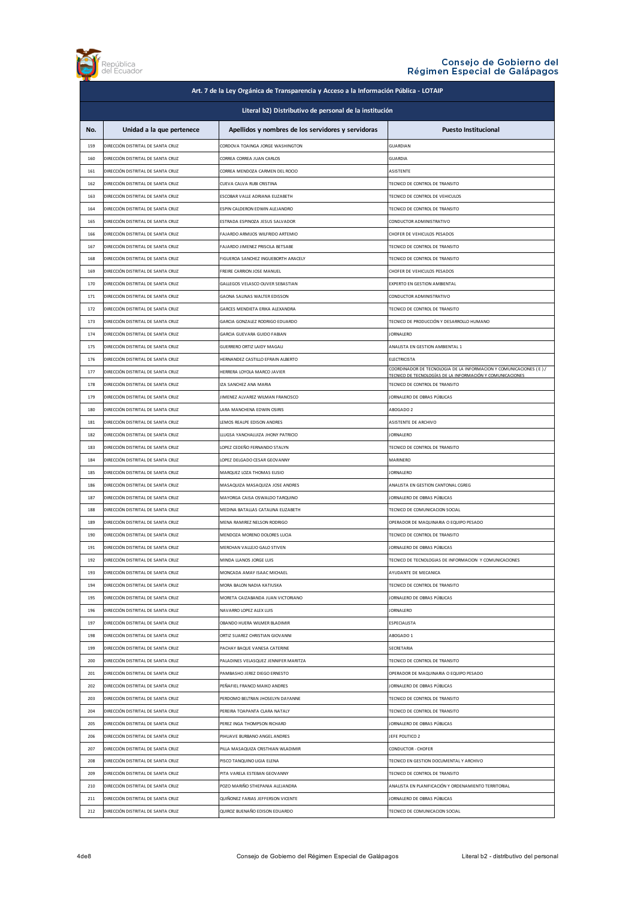República del Ecuador

Consejo de Gobierno del Régimen Especial de Galápagos

| Art. 7 de la Ley Orgánica de Transparencia y Acceso a la Información Pública - LOTAIP | | | |
|---|---|---|---|
| **Literal b2) Distributivo de personal de la institución** | | | |
| **No.** | **Unidad a la que pertenece** | **Apellidos y nombres de los servidores y servidoras** | **Puesto Institucional** |
| 159 | DIRECCIÓN DISTRITAL DE SANTA CRUZ | CORDOVA TOAINGA JORGE WASHINGTON | GUARDIAN |
| 160 | DIRECCIÓN DISTRITAL DE SANTA CRUZ | CORREA CORREA JUAN CARLOS | GUARDIA |
| 161 | DIRECCIÓN DISTRITAL DE SANTA CRUZ | CORREA MENDOZA CARMEN DEL ROCIO | ASISTENTE |
| 162 | DIRECCIÓN DISTRITAL DE SANTA CRUZ | CUEVA CALVA RUBI CRISTINA | TECNICO DE CONTROL DE TRANSITO |
| 163 | DIRECCIÓN DISTRITAL DE SANTA CRUZ | ESCOBAR VALLE ADRIANA ELIZABETH | TECNICO DE CONTROL DE VEHICULOS |
| 164 | DIRECCIÓN DISTRITAL DE SANTA CRUZ | ESPIN CALDERON EDWIN ALEJANDRO | TECNICO DE CONTROL DE TRANSITO |
| 165 | DIRECCIÓN DISTRITAL DE SANTA CRUZ | ESTRADA ESPINOZA JESUS SALVADOR | CONDUCTOR ADMINISTRATIVO |
| 166 | DIRECCIÓN DISTRITAL DE SANTA CRUZ | FAJARDO ARMIJOS WILFRIDO ARTEMIO | CHOFER DE VEHICULOS PESADOS |
| 167 | DIRECCIÓN DISTRITAL DE SANTA CRUZ | FAJARDO JIMENEZ PRISCILA BETSABE | TECNICO DE CONTROL DE TRANSITO |
| 168 | DIRECCIÓN DISTRITAL DE SANTA CRUZ | FIGUEROA SANCHEZ INGUEBORTH ARACELY | TECNICO DE CONTROL DE TRANSITO |
| 169 | DIRECCIÓN DISTRITAL DE SANTA CRUZ | FREIRE CARRION JOSE MANUEL | CHOFER DE VEHICULOS PESADOS |
| 170 | DIRECCIÓN DISTRITAL DE SANTA CRUZ | GALLEGOS VELASCO OLIVER SEBASTIAN | EXPERTO EN GESTION AMBIENTAL |
| 171 | DIRECCIÓN DISTRITAL DE SANTA CRUZ | GAONA SALINAS WALTER EDISSON | CONDUCTOR ADMINISTRATIVO |
| 172 | DIRECCIÓN DISTRITAL DE SANTA CRUZ | GARCES MENDIETA ERIKA ALEXANDRA | TECNICO DE CONTROL DE TRANSITO |
| 173 | DIRECCIÓN DISTRITAL DE SANTA CRUZ | GARCIA GONZALEZ RODRIGO EDUARDO | TECNICO DE PRODUCCIÓN Y DESARROLLO HUMANO |
| 174 | DIRECCIÓN DISTRITAL DE SANTA CRUZ | GARCIA GUEVARA GUIDO FABIAN | JORNALERO |
| 175 | DIRECCIÓN DISTRITAL DE SANTA CRUZ | GUERRERO ORTIZ LAIDY MAGALI | ANALISTA EN GESTION AMBIENTAL 1 |
| 176 | DIRECCIÓN DISTRITAL DE SANTA CRUZ | HERNANDEZ CASTILLO EFRAIN ALBERTO | ELECTRICISTA |
| 177 | DIRECCIÓN DISTRITAL DE SANTA CRUZ | HERRERA LOYOLA MARCO JAVIER | COORDINADOR DE TECNOLOGIA DE LA INFORMACION Y COMUNICACIONES ( E ) / TECNICO DE TECNOLOGÍAS DE LA INFORMACIÓN Y COMUNICACIONES |
| 178 | DIRECCIÓN DISTRITAL DE SANTA CRUZ | IZA SANCHEZ ANA MARIA | TECNICO DE CONTROL DE TRANSITO |
| 179 | DIRECCIÓN DISTRITAL DE SANTA CRUZ | JIMENEZ ALVAREZ WILMAN FRANCISCO | JORNALERO DE OBRAS PÚBLICAS |
| 180 | DIRECCIÓN DISTRITAL DE SANTA CRUZ | LARA MANCHENA EDWIN OSIRIS | ABOGADO 2 |
| 181 | DIRECCIÓN DISTRITAL DE SANTA CRUZ | LEMOS REALPE EDISON ANDRES | ASISTENTE DE ARCHIVO |
| 182 | DIRECCIÓN DISTRITAL DE SANTA CRUZ | LLUGSA YANCHALUIZA JHONY PATRICIO | JORNALERO |
| 183 | DIRECCIÓN DISTRITAL DE SANTA CRUZ | LOPEZ CEDEÑO FERNANDO STALYN | TECNICO DE CONTROL DE TRANSITO |
| 184 | DIRECCIÓN DISTRITAL DE SANTA CRUZ | LOPEZ DELGADO CESAR GEOVANNY | MARINERO |
| 185 | DIRECCIÓN DISTRITAL DE SANTA CRUZ | MARQUEZ LOZA THOMAS ELISIO | JORNALERO |
| 186 | DIRECCIÓN DISTRITAL DE SANTA CRUZ | MASAQUIZA MASAQUIZA JOSE ANDRES | ANALISTA EN GESTION CANTONAL CGREG |
| 187 | DIRECCIÓN DISTRITAL DE SANTA CRUZ | MAYORGA CAISA OSWALDO TARQUINO | JORNALERO DE OBRAS PÚBLICAS |
| 188 | DIRECCIÓN DISTRITAL DE SANTA CRUZ | MEDINA BATALLAS CATALINA ELIZABETH | TECNICO DE COMUNICACION SOCIAL |
| 189 | DIRECCIÓN DISTRITAL DE SANTA CRUZ | MENA RAMIREZ NELSON RODRIGO | OPERADOR DE MAQUINARIA O EQUIPO PESADO |
| 190 | DIRECCIÓN DISTRITAL DE SANTA CRUZ | MENDOZA MORENO DOLORES LUCIA | TECNICO DE CONTROL DE TRANSITO |
| 191 | DIRECCIÓN DISTRITAL DE SANTA CRUZ | MERCHAN VALLEJO GALO STIVEN | JORNALERO DE OBRAS PÚBLICAS |
| 192 | DIRECCIÓN DISTRITAL DE SANTA CRUZ | MINDA LLANOS JORGE LUIS | TECNICO DE TECNOLOGIAS DE INFORMACION Y COMUNICACIONES |
| 193 | DIRECCIÓN DISTRITAL DE SANTA CRUZ | MONCADA AMAY ISAAC MICHAEL | AYUDANTE DE MECANICA |
| 194 | DIRECCIÓN DISTRITAL DE SANTA CRUZ | MORA BALON NADIA KATIUSKA | TECNICO DE CONTROL DE TRANSITO |
| 195 | DIRECCIÓN DISTRITAL DE SANTA CRUZ | MORETA CAIZABANDA JUAN VICTORIANO | JORNALERO DE OBRAS PÚBLICAS |
| 196 | DIRECCIÓN DISTRITAL DE SANTA CRUZ | NAVARRO LOPEZ ALEX LUIS | JORNALERO |
| 197 | DIRECCIÓN DISTRITAL DE SANTA CRUZ | OBANDO HUERA WILMER BLADIMIR | ESPECIALISTA |
| 198 | DIRECCIÓN DISTRITAL DE SANTA CRUZ | ORTIZ SUAREZ CHRISTIAN GIOVANNI | ABOGADO 1 |
| 199 | DIRECCIÓN DISTRITAL DE SANTA CRUZ | PACHAY BAQUE VANESA CATERINE | SECRETARIA |
| 200 | DIRECCIÓN DISTRITAL DE SANTA CRUZ | PALADINES VELASQUEZ JENNIFER MARITZA | TECNICO DE CONTROL DE TRANSITO |
| 201 | DIRECCIÓN DISTRITAL DE SANTA CRUZ | PAMBASHO JEREZ DIEGO ERNESTO | OPERADOR DE MAQUINARIA O EQUIPO PESADO |
| 202 | DIRECCIÓN DISTRITAL DE SANTA CRUZ | PEÑAFIEL FRANCO MAIKO ANDRES | JORNALERO DE OBRAS PÚBLICAS |
| 203 | DIRECCIÓN DISTRITAL DE SANTA CRUZ | PERDOMO BELTRAN JHOSELYN DAYANNE | TECNICO DE CONTROL DE TRANSITO |
| 204 | DIRECCIÓN DISTRITAL DE SANTA CRUZ | PEREIRA TOAPANTA CLARA NATALY | TECNICO DE CONTROL DE TRANSITO |
| 205 | DIRECCIÓN DISTRITAL DE SANTA CRUZ | PEREZ INGA THOMPSON RICHARD | JORNALERO DE OBRAS PÚBLICAS |
| 206 | DIRECCIÓN DISTRITAL DE SANTA CRUZ | PIHUAVE BURBANO ANGEL ANDRES | JEFE POLITICO 2 |
| 207 | DIRECCIÓN DISTRITAL DE SANTA CRUZ | PILLA MASAQUIZA CRISTHIAN WLADIMIR | CONDUCTOR - CHOFER |
| 208 | DIRECCIÓN DISTRITAL DE SANTA CRUZ | PISCO TANQUINO LIGIA ELENA | TECNICO EN GESTION DOCUMENTAL Y ARCHIVO |
| 209 | DIRECCIÓN DISTRITAL DE SANTA CRUZ | PITA VARELA ESTEBAN GEOVANNY | TECNICO DE CONTROL DE TRANSITO |
| 210 | DIRECCIÓN DISTRITAL DE SANTA CRUZ | POZO MARIÑO STHEPANIA ALEJANDRA | ANALISTA EN PLANIFICACIÓN Y ORDENAMIENTO TERRITORIAL |
| 211 | DIRECCIÓN DISTRITAL DE SANTA CRUZ | QUIÑONEZ FARIAS JEFFERSON VICENTE | JORNALERO DE OBRAS PÚBLICAS |
| 212 | DIRECCIÓN DISTRITAL DE SANTA CRUZ | QUIROZ BUENAÑO EDISON EDUARDO | TECNICO DE COMUNICACION SOCIAL |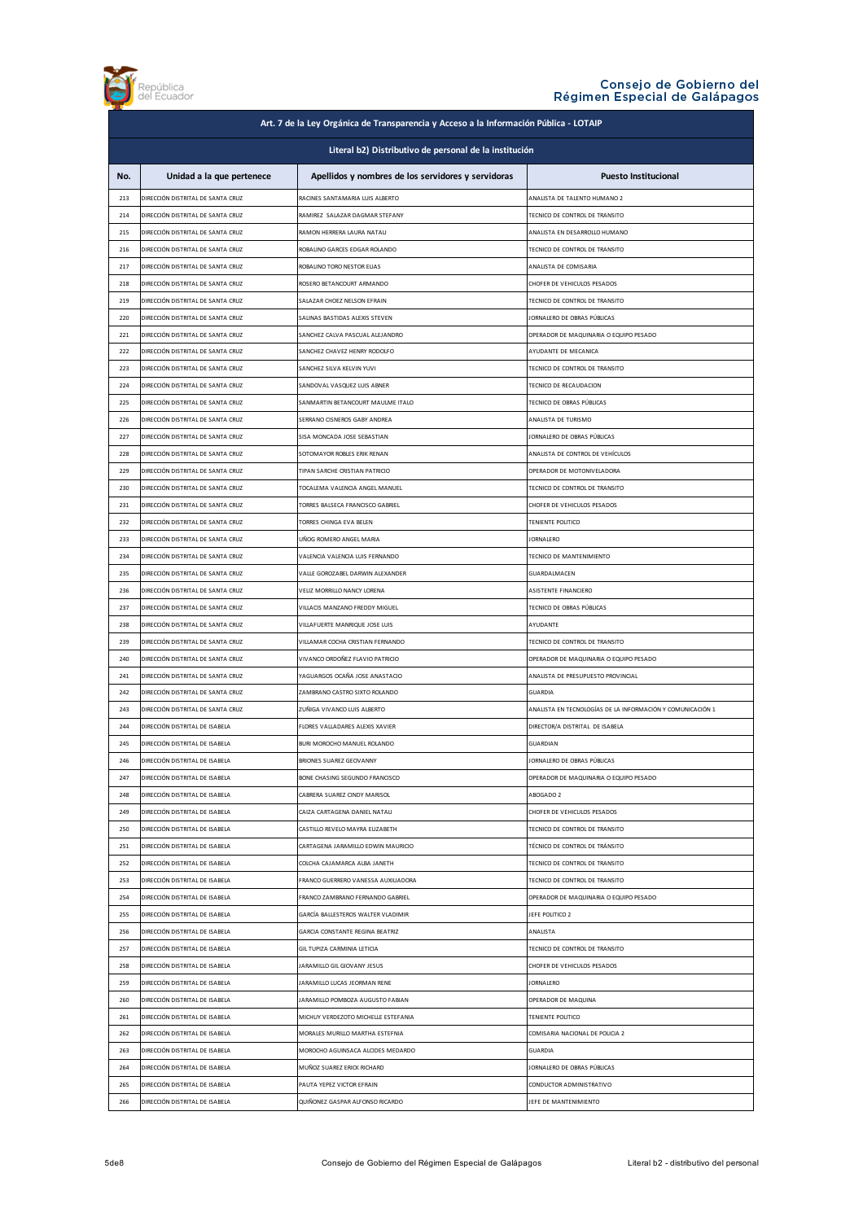Art. 7 de la Ley Orgánica de Transparencia y Acceso a la Información Pública - LOTAIP

Literal b2) Distributivo de personal de la institución

| No. | Unidad a la que pertenece | Apellidos y nombres de los servidores y servidoras | Puesto Institucional |
|---|---|---|---|
| 213 | DIRECCIÓN DISTRITAL DE SANTA CRUZ | RACINES SANTAMARIA LUIS ALBERTO | ANALISTA DE TALENTO HUMANO 2 |
| 214 | DIRECCIÓN DISTRITAL DE SANTA CRUZ | RAMIREZ SALAZAR DAGMAR STEFANY | TECNICO DE CONTROL DE TRANSITO |
| 215 | DIRECCIÓN DISTRITAL DE SANTA CRUZ | RAMON HERRERA LAURA NATALI | ANALISTA EN DESARROLLO HUMANO |
| 216 | DIRECCIÓN DISTRITAL DE SANTA CRUZ | ROBALINO GARCES EDGAR ROLANDO | TECNICO DE CONTROL DE TRANSITO |
| 217 | DIRECCIÓN DISTRITAL DE SANTA CRUZ | ROBALINO TORO NESTOR ELIAS | ANALISTA DE COMISARIA |
| 218 | DIRECCIÓN DISTRITAL DE SANTA CRUZ | ROSERO BETANCOURT ARMANDO | CHOFER DE VEHICULOS PESADOS |
| 219 | DIRECCIÓN DISTRITAL DE SANTA CRUZ | SALAZAR CHOEZ NELSON EFRAIN | TECNICO DE CONTROL DE TRANSITO |
| 220 | DIRECCIÓN DISTRITAL DE SANTA CRUZ | SALINAS BASTIDAS ALEXIS STEVEN | JORNALERO DE OBRAS PÚBLICAS |
| 221 | DIRECCIÓN DISTRITAL DE SANTA CRUZ | SANCHEZ CALVA PASCUAL ALEJANDRO | OPERADOR DE MAQUINARIA O EQUIPO PESADO |
| 222 | DIRECCIÓN DISTRITAL DE SANTA CRUZ | SANCHEZ CHAVEZ HENRY RODOLFO | AYUDANTE DE MECANICA |
| 223 | DIRECCIÓN DISTRITAL DE SANTA CRUZ | SANCHEZ SILVA KELVIN YUVI | TECNICO DE CONTROL DE TRANSITO |
| 224 | DIRECCIÓN DISTRITAL DE SANTA CRUZ | SANDOVAL VASQUEZ LUIS ABNER | TECNICO DE RECAUDACION |
| 225 | DIRECCIÓN DISTRITAL DE SANTA CRUZ | SANMARTIN BETANCOURT MAULME ITALO | TECNICO DE OBRAS PÚBLICAS |
| 226 | DIRECCIÓN DISTRITAL DE SANTA CRUZ | SERRANO CISNEROS GABY ANDREA | ANALISTA DE TURISMO |
| 227 | DIRECCIÓN DISTRITAL DE SANTA CRUZ | SISA MONCADA JOSE SEBASTIAN | JORNALERO DE OBRAS PÚBLICAS |
| 228 | DIRECCIÓN DISTRITAL DE SANTA CRUZ | SOTOMAYOR ROBLES ERIK RENAN | ANALISTA DE CONTROL DE VEHÍCULOS |
| 229 | DIRECCIÓN DISTRITAL DE SANTA CRUZ | TIPAN SARCHE CRISTIAN PATRICIO | OPERADOR DE MOTONIVELADORA |
| 230 | DIRECCIÓN DISTRITAL DE SANTA CRUZ | TOCALEMA VALENCIA ANGEL MANUEL | TECNICO DE CONTROL DE TRANSITO |
| 231 | DIRECCIÓN DISTRITAL DE SANTA CRUZ | TORRES BALSECA FRANCISCO GABRIEL | CHOFER DE VEHICULOS PESADOS |
| 232 | DIRECCIÓN DISTRITAL DE SANTA CRUZ | TORRES CHINGA EVA BELEN | TENIENTE POLITICO |
| 233 | DIRECCIÓN DISTRITAL DE SANTA CRUZ | UÑOG ROMERO ANGEL MARIA | JORNALERO |
| 234 | DIRECCIÓN DISTRITAL DE SANTA CRUZ | VALENCIA VALENCIA LUIS FERNANDO | TECNICO DE MANTENIMIENTO |
| 235 | DIRECCIÓN DISTRITAL DE SANTA CRUZ | VALLE GOROZABEL DARWIN ALEXANDER | GUARDALMACEN |
| 236 | DIRECCIÓN DISTRITAL DE SANTA CRUZ | VELIZ MORRILLO NANCY LORENA | ASISTENTE FINANCIERO |
| 237 | DIRECCIÓN DISTRITAL DE SANTA CRUZ | VILLACIS MANZANO FREDDY MIGUEL | TECNICO DE OBRAS PÚBLICAS |
| 238 | DIRECCIÓN DISTRITAL DE SANTA CRUZ | VILLAFUERTE MANRIQUE JOSE LUIS | AYUDANTE |
| 239 | DIRECCIÓN DISTRITAL DE SANTA CRUZ | VILLAMAR COCHA CRISTIAN FERNANDO | TECNICO DE CONTROL DE TRANSITO |
| 240 | DIRECCIÓN DISTRITAL DE SANTA CRUZ | VIVANCO ORDOÑEZ FLAVIO PATRICIO | OPERADOR DE MAQUINARIA O EQUIPO PESADO |
| 241 | DIRECCIÓN DISTRITAL DE SANTA CRUZ | YAGUARGOS OCAÑA JOSE ANASTACIO | ANALISTA DE PRESUPUESTO PROVINCIAL |
| 242 | DIRECCIÓN DISTRITAL DE SANTA CRUZ | ZAMBRANO CASTRO SIXTO ROLANDO | GUARDIA |
| 243 | DIRECCIÓN DISTRITAL DE SANTA CRUZ | ZUÑIGA VIVANCO LUIS ALBERTO | ANALISTA DE TECNOLOGÍAS DE LA INFORMACIÓN Y COMUNICACIÓN 1 |
| 244 | DIRECCIÓN DISTRITAL DE ISABELA | FLORES VALLADARES ALEXIS XAVIER | DIRECTOR/A DISTRITAL DE ISABELA |
| 245 | DIRECCIÓN DISTRITAL DE ISABELA | BURI MOROCHO MANUEL ROLANDO | GUARDIAN |
| 246 | DIRECCIÓN DISTRITAL DE ISABELA | BRIONES SUAREZ GEOVANNY | JORNALERO DE OBRAS PÚBLICAS |
| 247 | DIRECCIÓN DISTRITAL DE ISABELA | BONE CHASING SEGUNDO FRANCISCO | OPERADOR DE MAQUINARIA O EQUIPO PESADO |
| 248 | DIRECCIÓN DISTRITAL DE ISABELA | CABRERA SUAREZ CINDY MARISOL | ABOGADO 2 |
| 249 | DIRECCIÓN DISTRITAL DE ISABELA | CAIZA CARTAGENA DANIEL NATALI | CHOFER DE VEHICULOS PESADOS |
| 250 | DIRECCIÓN DISTRITAL DE ISABELA | CASTILLO REVELO MAYRA ELIZABETH | TECNICO DE CONTROL DE TRANSITO |
| 251 | DIRECCIÓN DISTRITAL DE ISABELA | CARTAGENA JARAMILLO EDWIN MAURICIO | TÉCNICO DE CONTROL DE TRÁNSITO |
| 252 | DIRECCIÓN DISTRITAL DE ISABELA | COLCHA CAJAMARCA ALBA JANETH | TECNICO DE CONTROL DE TRANSITO |
| 253 | DIRECCIÓN DISTRITAL DE ISABELA | FRANCO GUERRERO VANESSA AUXILIADORA | TECNICO DE CONTROL DE TRANSITO |
| 254 | DIRECCIÓN DISTRITAL DE ISABELA | FRANCO ZAMBRANO FERNANDO GABRIEL | OPERADOR DE MAQUINARIA O EQUIPO PESADO |
| 255 | DIRECCIÓN DISTRITAL DE ISABELA | GARCÍA BALLESTEROS WALTER VLADIMIR | JEFE POLITICO 2 |
| 256 | DIRECCIÓN DISTRITAL DE ISABELA | GARCIA CONSTANTE REGINA BEATRIZ | ANALISTA |
| 257 | DIRECCIÓN DISTRITAL DE ISABELA | GIL TUPIZA CARMINIA LETICIA | TECNICO DE CONTROL DE TRANSITO |
| 258 | DIRECCIÓN DISTRITAL DE ISABELA | JARAMILLO GIL GIOVANY JESUS | CHOFER DE VEHICULOS PESADOS |
| 259 | DIRECCIÓN DISTRITAL DE ISABELA | JARAMILLO LUCAS JEORMAN RENE | JORNALERO |
| 260 | DIRECCIÓN DISTRITAL DE ISABELA | JARAMILLO POMBOZA AUGUSTO FABIAN | OPERADOR DE MAQUINA |
| 261 | DIRECCIÓN DISTRITAL DE ISABELA | MICHUY VERDEZOTO MICHELLE ESTEFANIA | TENIENTE POLITICO |
| 262 | DIRECCIÓN DISTRITAL DE ISABELA | MORALES MURILLO MARTHA ESTEFNIA | COMISARIA NACIONAL DE POLICIA 2 |
| 263 | DIRECCIÓN DISTRITAL DE ISABELA | MOROCHO AGUINSACA ALCIDES MEDARDO | GUARDIA |
| 264 | DIRECCIÓN DISTRITAL DE ISABELA | MUÑOZ SUAREZ ERICK RICHARD | JORNALERO DE OBRAS PÚBLICAS |
| 265 | DIRECCIÓN DISTRITAL DE ISABELA | PAUTA YEPEZ VICTOR EFRAIN | CONDUCTOR ADMINISTRATIVO |
| 266 | DIRECCIÓN DISTRITAL DE ISABELA | QUIÑONEZ GASPAR ALFONSO RICARDO | JEFE DE MANTENIMIENTO |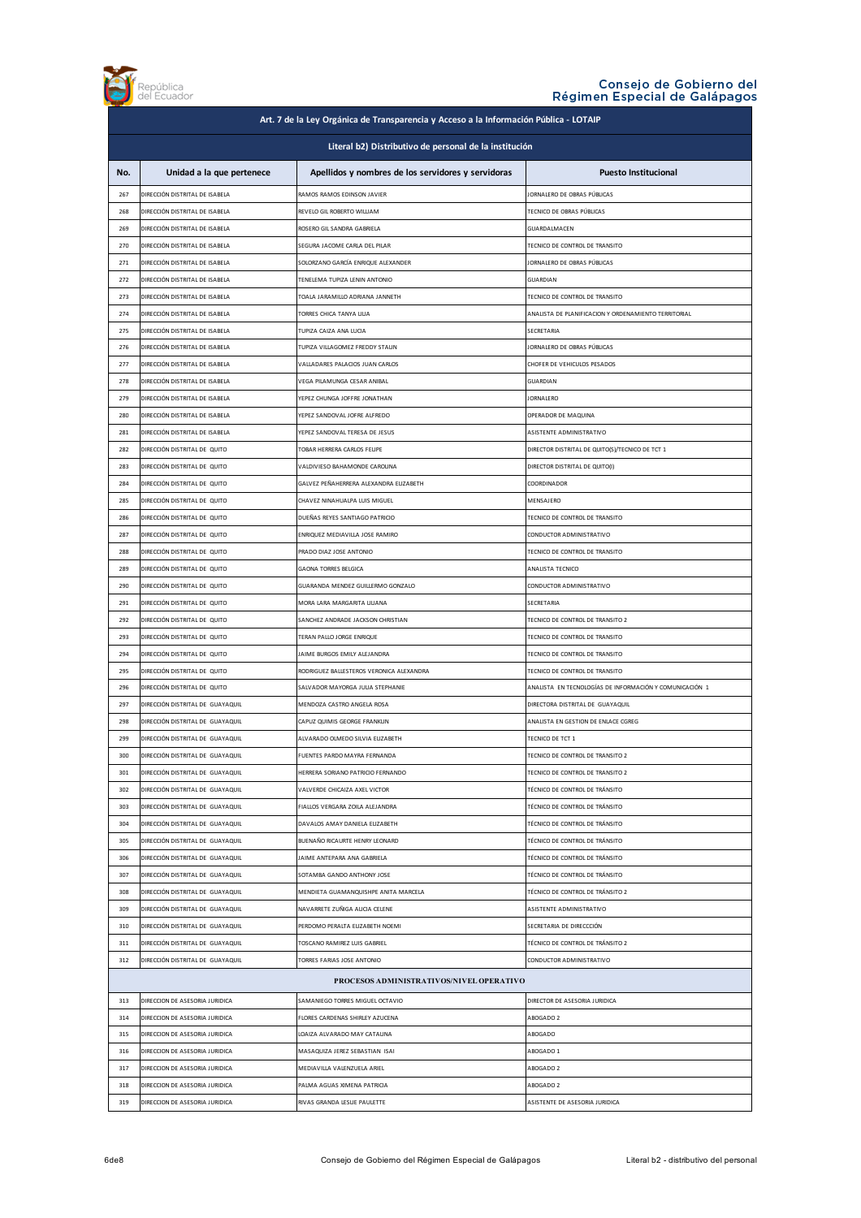| Art. 7 de la Ley Orgánica de Transparencia y Acceso a la Información Pública - LOTAIP | | | |
|---|---|---|---|
| **Literal b2) Distributivo de personal de la institución** | | | |
| **No.** | **Unidad a la que pertenece** | **Apellidos y nombres de los servidores y servidoras** | **Puesto Institucional** |
| 267 | DIRECCIÓN DISTRITAL DE ISABELA | RAMOS RAMOS EDINSON JAVIER | JORNALERO DE OBRAS PÚBLICAS |
| 268 | DIRECCIÓN DISTRITAL DE ISABELA | REVELO GIL ROBERTO WILLIAM | TECNICO DE OBRAS PÚBLICAS |
| 269 | DIRECCIÓN DISTRITAL DE ISABELA | ROSERO GIL SANDRA GABRIELA | GUARDALMACEN |
| 270 | DIRECCIÓN DISTRITAL DE ISABELA | SEGURA JACOME CARLA DEL PILAR | TECNICO DE CONTROL DE TRANSITO |
| 271 | DIRECCIÓN DISTRITAL DE ISABELA | SOLORZANO GARCÍA ENRIQUE ALEXANDER | JORNALERO DE OBRAS PÚBLICAS |
| 272 | DIRECCIÓN DISTRITAL DE ISABELA | TENELEMA TUPIZA LENIN ANTONIO | GUARDIAN |
| 273 | DIRECCIÓN DISTRITAL DE ISABELA | TOALA JARAMILLO ADRIANA JANNETH | TECNICO DE CONTROL DE TRANSITO |
| 274 | DIRECCIÓN DISTRITAL DE ISABELA | TORRES CHICA TANYA LILIA | ANALISTA DE PLANIFICACION Y ORDENAMIENTO TERRITORIAL |
| 275 | DIRECCIÓN DISTRITAL DE ISABELA | TUPIZA CAIZA ANA LUCIA | SECRETARIA |
| 276 | DIRECCIÓN DISTRITAL DE ISABELA | TUPIZA VILLAGOMEZ FREDDY STALIN | JORNALERO DE OBRAS PÚBLICAS |
| 277 | DIRECCIÓN DISTRITAL DE ISABELA | VALLADARES PALACIOS JUAN CARLOS | CHOFER DE VEHICULOS PESADOS |
| 278 | DIRECCIÓN DISTRITAL DE ISABELA | VEGA PILAMUNGA CESAR ANIBAL | GUARDIAN |
| 279 | DIRECCIÓN DISTRITAL DE ISABELA | YEPEZ CHUNGA JOFFRE JONATHAN | JORNALERO |
| 280 | DIRECCIÓN DISTRITAL DE ISABELA | YEPEZ SANDOVAL JOFRE ALFREDO | OPERADOR DE MAQUINA |
| 281 | DIRECCIÓN DISTRITAL DE ISABELA | YEPEZ SANDOVAL TERESA DE JESUS | ASISTENTE ADMINISTRATIVO |
| 282 | DIRECCIÓN DISTRITAL DE QUITO | TOBAR HERRERA CARLOS FELIPE | DIRECTOR DISTRITAL DE QUITO(S)/TECNICO DE TCT 1 |
| 283 | DIRECCIÓN DISTRITAL DE QUITO | VALDIVIESO BAHAMONDE CAROLINA | DIRECTOR DISTRITAL DE QUITO(I) |
| 284 | DIRECCIÓN DISTRITAL DE QUITO | GALVEZ PEÑAHERRERA ALEXANDRA ELIZABETH | COORDINADOR |
| 285 | DIRECCIÓN DISTRITAL DE QUITO | CHAVEZ NINAHUALPA LUIS MIGUEL | MENSAJERO |
| 286 | DIRECCIÓN DISTRITAL DE QUITO | DUEÑAS REYES SANTIAGO PATRICIO | TECNICO DE CONTROL DE TRANSITO |
| 287 | DIRECCIÓN DISTRITAL DE QUITO | ENRIQUEZ MEDIAVILLA JOSE RAMIRO | CONDUCTOR ADMINISTRATIVO |
| 288 | DIRECCIÓN DISTRITAL DE QUITO | PRADO DIAZ JOSE ANTONIO | TECNICO DE CONTROL DE TRANSITO |
| 289 | DIRECCIÓN DISTRITAL DE QUITO | GAONA TORRES BELGICA | ANALISTA TECNICO |
| 290 | DIRECCIÓN DISTRITAL DE QUITO | GUARANDA MENDEZ GUILLERMO GONZALO | CONDUCTOR ADMINISTRATIVO |
| 291 | DIRECCIÓN DISTRITAL DE QUITO | MORA LARA MARGARITA LILIANA | SECRETARIA |
| 292 | DIRECCIÓN DISTRITAL DE QUITO | SANCHEZ ANDRADE JACKSON CHRISTIAN | TECNICO DE CONTROL DE TRANSITO 2 |
| 293 | DIRECCIÓN DISTRITAL DE QUITO | TERAN PALLO JORGE ENRIQUE | TECNICO DE CONTROL DE TRANSITO |
| 294 | DIRECCIÓN DISTRITAL DE QUITO | JAIME BURGOS EMILY ALEJANDRA | TECNICO DE CONTROL DE TRANSITO |
| 295 | DIRECCIÓN DISTRITAL DE QUITO | RODRIGUEZ BALLESTEROS VERONICA ALEXANDRA | TECNICO DE CONTROL DE TRANSITO |
| 296 | DIRECCIÓN DISTRITAL DE QUITO | SALVADOR MAYORGA JULIA STEPHANIE | ANALISTA EN TECNOLOGÍAS DE INFORMACIÓN Y COMUNICACIÓN 1 |
| 297 | DIRECCIÓN DISTRITAL DE GUAYAQUIL | MENDOZA CASTRO ANGELA ROSA | DIRECTORA DISTRITAL DE GUAYAQUIL |
| 298 | DIRECCIÓN DISTRITAL DE GUAYAQUIL | CAPUZ QUIMIS GEORGE FRANKLIN | ANALISTA EN GESTION DE ENLACE CGREG |
| 299 | DIRECCIÓN DISTRITAL DE GUAYAQUIL | ALVARADO OLMEDO SILVIA ELIZABETH | TECNICO DE TCT 1 |
| 300 | DIRECCIÓN DISTRITAL DE GUAYAQUIL | FUENTES PARDO MAYRA FERNANDA | TECNICO DE CONTROL DE TRANSITO 2 |
| 301 | DIRECCIÓN DISTRITAL DE GUAYAQUIL | HERRERA SORIANO PATRICIO FERNANDO | TECNICO DE CONTROL DE TRANSITO 2 |
| 302 | DIRECCIÓN DISTRITAL DE GUAYAQUIL | VALVERDE CHICAIZA AXEL VICTOR | TÉCNICO DE CONTROL DE TRÁNSITO |
| 303 | DIRECCIÓN DISTRITAL DE GUAYAQUIL | FIALLOS VERGARA ZOILA ALEJANDRA | TÉCNICO DE CONTROL DE TRÁNSITO |
| 304 | DIRECCIÓN DISTRITAL DE GUAYAQUIL | DAVALOS AMAY DANIELA ELIZABETH | TÉCNICO DE CONTROL DE TRÁNSITO |
| 305 | DIRECCIÓN DISTRITAL DE GUAYAQUIL | BUENAÑO RICAURTE HENRY LEONARD | TÉCNICO DE CONTROL DE TRÁNSITO |
| 306 | DIRECCIÓN DISTRITAL DE GUAYAQUIL | JAIME ANTEPARA ANA GABRIELA | TÉCNICO DE CONTROL DE TRÁNSITO |
| 307 | DIRECCIÓN DISTRITAL DE GUAYAQUIL | SOTAMBA GANDO ANTHONY JOSE | TÉCNICO DE CONTROL DE TRÁNSITO |
| 308 | DIRECCIÓN DISTRITAL DE GUAYAQUIL | MENDIETA GUAMANQUISHPE ANITA MARCELA | TÉCNICO DE CONTROL DE TRÁNSITO 2 |
| 309 | DIRECCIÓN DISTRITAL DE GUAYAQUIL | NAVARRETE ZUÑIGA ALICIA CELENE | ASISTENTE ADMINISTRATIVO |
| 310 | DIRECCIÓN DISTRITAL DE GUAYAQUIL | PERDOMO PERALTA ELIZABETH NOEMI | SECRETARIA DE DIRECCCIÓN |
| 311 | DIRECCIÓN DISTRITAL DE GUAYAQUIL | TOSCANO RAMIREZ LUIS GABRIEL | TÉCNICO DE CONTROL DE TRÁNSITO 2 |
| 312 | DIRECCIÓN DISTRITAL DE GUAYAQUIL | TORRES FARIAS JOSE ANTONIO | CONDUCTOR ADMINISTRATIVO |
| **PROCESOS ADMINISTRATIVOS/NIVEL OPERATIVO** | | | |
| 313 | DIRECCION DE ASESORIA JURIDICA | SAMANIEGO TORRES MIGUEL OCTAVIO | DIRECTOR DE ASESORIA JURIDICA |
| 314 | DIRECCION DE ASESORIA JURIDICA | FLORES CARDENAS SHIRLEY AZUCENA | ABOGADO 2 |
| 315 | DIRECCION DE ASESORIA JURIDICA | LOAIZA ALVARADO MAY CATALINA | ABOGADO |
| 316 | DIRECCION DE ASESORIA JURIDICA | MASAQUIZA JEREZ SEBASTIAN ISAI | ABOGADO 1 |
| 317 | DIRECCION DE ASESORIA JURIDICA | MEDIAVILLA VALENZUELA ARIEL | ABOGADO 2 |
| 318 | DIRECCION DE ASESORIA JURIDICA | PALMA AGUAS XIMENA PATRICIA | ABOGADO 2 |
| 319 | DIRECCION DE ASESORIA JURIDICA | RIVAS GRANDA LESLIE PAULETTE | ASISTENTE DE ASESORIA JURIDICA |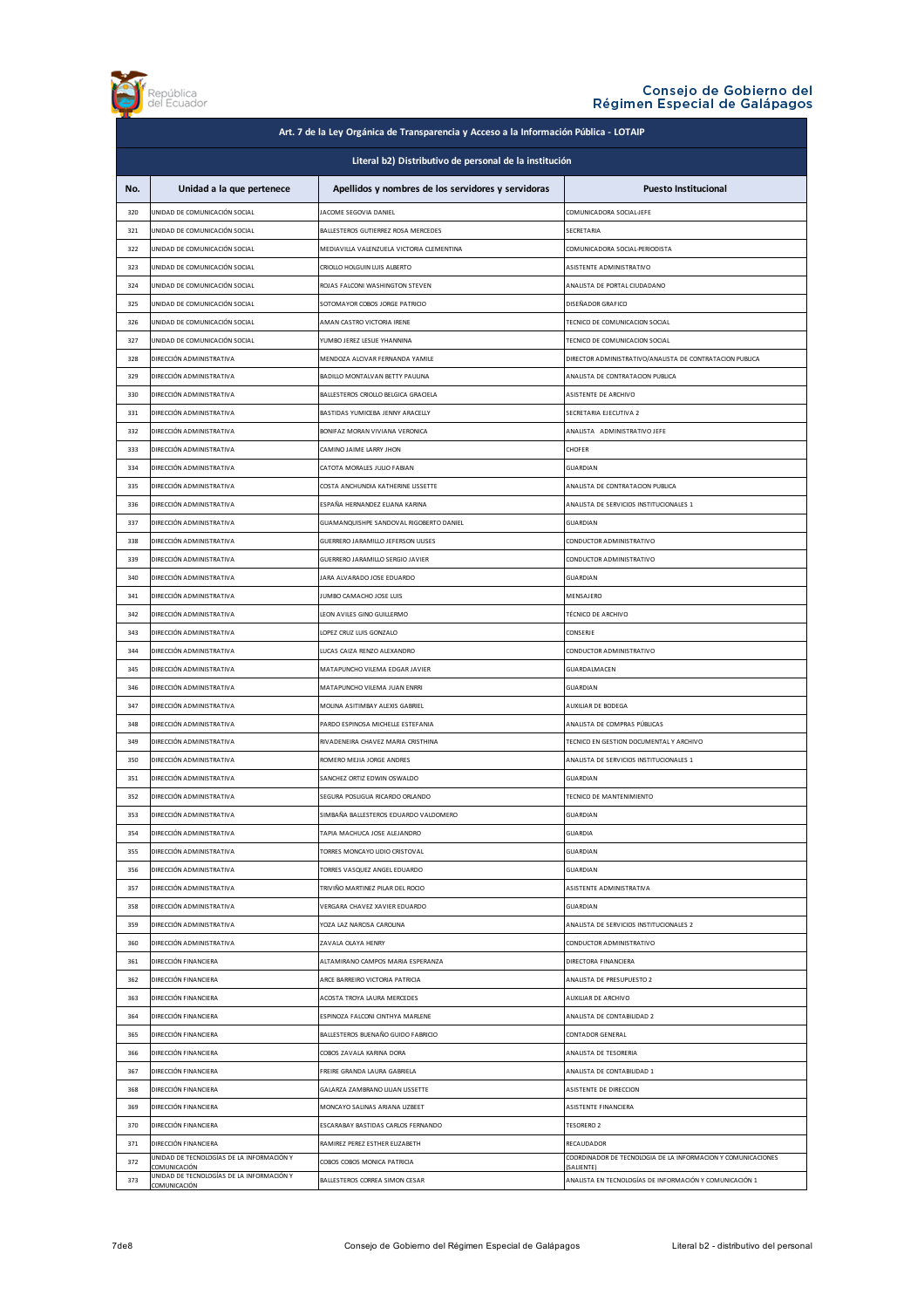**Art. 7 de la Ley Orgánica de Transparencia y Acceso a la Información Pública - LOTAIP**

**Literal b2) Distributivo de personal de la institución**

| No. | Unidad a la que pertenece | Apellidos y nombres de los servidores y servidoras | Puesto Institucional |
|---|---|---|---|
| 320 | UNIDAD DE COMUNICACIÓN SOCIAL | JACOME SEGOVIA DANIEL | COMUNICADORA SOCIAL-JEFE |
| 321 | UNIDAD DE COMUNICACIÓN SOCIAL | BALLESTEROS GUTIERREZ ROSA MERCEDES | SECRETARIA |
| 322 | UNIDAD DE COMUNICACIÓN SOCIAL | MEDIAVILLA VALENZUELA VICTORIA CLEMENTINA | COMUNICADORA SOCIAL-PERIODISTA |
| 323 | UNIDAD DE COMUNICACIÓN SOCIAL | CRIOLLO HOLGUIN LUIS ALBERTO | ASISTENTE ADMINISTRATIVO |
| 324 | UNIDAD DE COMUNICACIÓN SOCIAL | ROJAS FALCONI WASHINGTON STEVEN | ANALISTA DE PORTAL CIUDADANO |
| 325 | UNIDAD DE COMUNICACIÓN SOCIAL | SOTOMAYOR COBOS JORGE PATRICIO | DISEÑADOR GRAFICO |
| 326 | UNIDAD DE COMUNICACIÓN SOCIAL | AMAN CASTRO VICTORIA IRENE | TECNICO DE COMUNICACION SOCIAL |
| 327 | UNIDAD DE COMUNICACIÓN SOCIAL | YUMBO JEREZ LESLIE YHANNINA | TECNICO DE COMUNICACION SOCIAL |
| 328 | DIRECCIÓN ADMINISTRATIVA | MENDOZA ALCIVAR FERNANDA YAMILE | DIRECTOR ADMINISTRATIVO/ANALISTA DE CONTRATACION PUBLICA |
| 329 | DIRECCIÓN ADMINISTRATIVA | BADILLO MONTALVAN BETTY PAULINA | ANALISTA DE CONTRATACION PUBLICA |
| 330 | DIRECCIÓN ADMINISTRATIVA | BALLESTEROS CRIOLLO BELGICA GRACIELA | ASISTENTE DE ARCHIVO |
| 331 | DIRECCIÓN ADMINISTRATIVA | BASTIDAS YUMICEBA JENNY ARACELLY | SECRETARIA EJECUTIVA 2 |
| 332 | DIRECCIÓN ADMINISTRATIVA | BONIFAZ MORAN VIVIANA VERONICA | ANALISTA ADMINISTRATIVO JEFE |
| 333 | DIRECCIÓN ADMINISTRATIVA | CAMINO JAIME LARRY JHON | CHOFER |
| 334 | DIRECCIÓN ADMINISTRATIVA | CATOTA MORALES JULIO FABIAN | GUARDIAN |
| 335 | DIRECCIÓN ADMINISTRATIVA | COSTA ANCHUNDIA KATHERINE LISSETTE | ANALISTA DE CONTRATACION PUBLICA |
| 336 | DIRECCIÓN ADMINISTRATIVA | ESPAÑA HERNANDEZ ELIANA KARINA | ANALISTA DE SERVICIOS INSTITUCIONALES 1 |
| 337 | DIRECCIÓN ADMINISTRATIVA | GUAMANQUISHPE SANDOVAL RIGOBERTO DANIEL | GUARDIAN |
| 338 | DIRECCIÓN ADMINISTRATIVA | GUERRERO JARAMILLO JEFERSON ULISES | CONDUCTOR ADMINISTRATIVO |
| 339 | DIRECCIÓN ADMINISTRATIVA | GUERRERO JARAMILLO SERGIO JAVIER | CONDUCTOR ADMINISTRATIVO |
| 340 | DIRECCIÓN ADMINISTRATIVA | JARA ALVARADO JOSE EDUARDO | GUARDIAN |
| 341 | DIRECCIÓN ADMINISTRATIVA | JUMBO CAMACHO JOSE LUIS | MENSAJERO |
| 342 | DIRECCIÓN ADMINISTRATIVA | LEON AVILES GINO GUILLERMO | TÉCNICO DE ARCHIVO |
| 343 | DIRECCIÓN ADMINISTRATIVA | LOPEZ CRUZ LUIS GONZALO | CONSERJE |
| 344 | DIRECCIÓN ADMINISTRATIVA | LUCAS CAIZA RENZO ALEXANDRO | CONDUCTOR ADMINISTRATIVO |
| 345 | DIRECCIÓN ADMINISTRATIVA | MATAPUNCHO VILEMA EDGAR JAVIER | GUARDALMACEN |
| 346 | DIRECCIÓN ADMINISTRATIVA | MATAPUNCHO VILEMA JUAN ENRRI | GUARDIAN |
| 347 | DIRECCIÓN ADMINISTRATIVA | MOLINA ASITIMBAY ALEXIS GABRIEL | AUXILIAR DE BODEGA |
| 348 | DIRECCIÓN ADMINISTRATIVA | PARDO ESPINOSA MICHELLE ESTEFANIA | ANALISTA DE COMPRAS PÚBLICAS |
| 349 | DIRECCIÓN ADMINISTRATIVA | RIVADENEIRA CHAVEZ MARIA CRISTHINA | TECNICO EN GESTION DOCUMENTAL Y ARCHIVO |
| 350 | DIRECCIÓN ADMINISTRATIVA | ROMERO MEJIA JORGE ANDRES | ANALISTA DE SERVICIOS INSTITUCIONALES 1 |
| 351 | DIRECCIÓN ADMINISTRATIVA | SANCHEZ ORTIZ EDWIN OSWALDO | GUARDIAN |
| 352 | DIRECCIÓN ADMINISTRATIVA | SEGURA POSLIGUA RICARDO ORLANDO | TECNICO DE MANTENIMIENTO |
| 353 | DIRECCIÓN ADMINISTRATIVA | SIMBAÑA BALLESTEROS EDUARDO VALDOMERO | GUARDIAN |
| 354 | DIRECCIÓN ADMINISTRATIVA | TAPIA MACHUCA JOSE ALEJANDRO | GUARDIA |
| 355 | DIRECCIÓN ADMINISTRATIVA | TORRES MONCAYO LIDIO CRISTOVAL | GUARDIAN |
| 356 | DIRECCIÓN ADMINISTRATIVA | TORRES VASQUEZ ANGEL EDUARDO | GUARDIAN |
| 357 | DIRECCIÓN ADMINISTRATIVA | TRIVIÑO MARTINEZ PILAR DEL ROCIO | ASISTENTE ADMINISTRATIVA |
| 358 | DIRECCIÓN ADMINISTRATIVA | VERGARA CHAVEZ XAVIER EDUARDO | GUARDIAN |
| 359 | DIRECCIÓN ADMINISTRATIVA | YOZA LAZ NARCISA CAROLINA | ANALISTA DE SERVICIOS INSTITUCIONALES 2 |
| 360 | DIRECCIÓN ADMINISTRATIVA | ZAVALA OLAYA HENRY | CONDUCTOR ADMINISTRATIVO |
| 361 | DIRECCIÓN FINANCIERA | ALTAMIRANO CAMPOS MARIA ESPERANZA | DIRECTORA FINANCIERA |
| 362 | DIRECCIÓN FINANCIERA | ARCE BARREIRO VICTORIA PATRICIA | ANALISTA DE PRESUPUESTO 2 |
| 363 | DIRECCIÓN FINANCIERA | ACOSTA TROYA LAURA MERCEDES | AUXILIAR DE ARCHIVO |
| 364 | DIRECCIÓN FINANCIERA | ESPINOZA FALCONI CINTHYA MARLENE | ANALISTA DE CONTABILIDAD 2 |
| 365 | DIRECCIÓN FINANCIERA | BALLESTEROS BUENAÑO GUIDO FABRICIO | CONTADOR GENERAL |
| 366 | DIRECCIÓN FINANCIERA | COBOS ZAVALA KARINA DORA | ANALISTA DE TESORERIA |
| 367 | DIRECCIÓN FINANCIERA | FREIRE GRANDA LAURA GABRIELA | ANALISTA DE CONTABILIDAD 1 |
| 368 | DIRECCIÓN FINANCIERA | GALARZA ZAMBRANO LILIAN LISSETTE | ASISTENTE DE DIRECCION |
| 369 | DIRECCIÓN FINANCIERA | MONCAYO SALINAS ARIANA LIZBEET | ASISTENTE FINANCIERA |
| 370 | DIRECCIÓN FINANCIERA | ESCARABAY BASTIDAS CARLOS FERNANDO | TESORERO 2 |
| 371 | DIRECCIÓN FINANCIERA | RAMIREZ PEREZ ESTHER ELIZABETH | RECAUDADOR |
| 372 | UNIDAD DE TECNOLOGÍAS DE LA INFORMACIÓN Y COMUNICACIÓN | COBOS COBOS MONICA PATRICIA | COORDINADOR DE TECNOLOGIA DE LA INFORMACION Y COMUNICACIONES (SALIENTE) |
| 373 | UNIDAD DE TECNOLOGÍAS DE LA INFORMACIÓN Y COMUNICACIÓN | BALLESTEROS CORREA SIMON CESAR | ANALISTA EN TECNOLOGÍAS DE INFORMACIÓN Y COMUNICACIÓN 1 |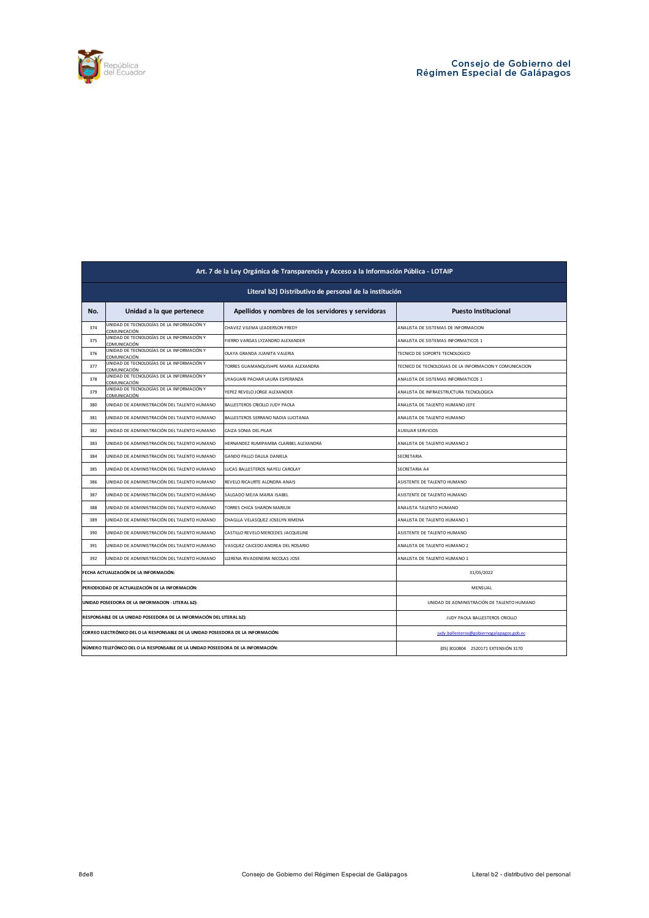| Art. 7 de la Ley Orgánica de Transparencia y Acceso a la Información Pública - LOTAIP | | | |
|---|---|---|---|
| Literal b2) Distributivo de personal de la institución | | | |
| **No.** | **Unidad a la que pertenece** | **Apellidos y nombres de los servidores y servidoras** | **Puesto Institucional** |
| 374 | UNIDAD DE TECNOLOGÍAS DE LA INFORMACIÓN Y COMUNICACIÓN | CHAVEZ VILEMA LEADERSON FREDY | ANALISTA DE SISTEMAS DE INFORMACION |
| 375 | UNIDAD DE TECNOLOGÍAS DE LA INFORMACIÓN Y COMUNICACIÓN | FIERRO VARGAS LYZANDRO ALEXANDER | ANALISTA DE SISTEMAS INFORMATICOS 1 |
| 376 | UNIDAD DE TECNOLOGÍAS DE LA INFORMACIÓN Y COMUNICACIÓN | OLAYA GRANDA JUANITA VALERIA | TECNICO DE SOPORTE TECNOLOGICO |
| 377 | UNIDAD DE TECNOLOGÍAS DE LA INFORMACIÓN Y COMUNICACIÓN | TORRES GUAMANQUISHPE MARIA ALEXANDRA | TECNICO DE TECNOLOGIAS DE LA INFORMACION Y COMUNICACION |
| 378 | UNIDAD DE TECNOLOGÍAS DE LA INFORMACIÓN Y COMUNICACIÓN | UYAGUARI PACHAR LAURA ESPERANZA | ANALISTA DE SISTEMAS INFORMATICOS 1 |
| 379 | UNIDAD DE TECNOLOGÍAS DE LA INFORMACIÓN Y COMUNICACIÓN | YEPEZ REVELO JORGE ALEXANDER | ANALISTA DE INFRAESTRUCTURA TECNOLOGICA |
| 380 | UNIDAD DE ADMINISTRACIÓN DEL TALENTO HUMANO | BALLESTEROS CRIOLLO JUDY PAOLA | ANALISTA DE TALENTO HUMANO JEFE |
| 381 | UNIDAD DE ADMINISTRACIÓN DEL TALENTO HUMANO | BALLESTEROS SERRANO NADIA LUCITANIA | ANALISTA DE TALENTO HUMANO |
| 382 | UNIDAD DE ADMINISTRACIÓN DEL TALENTO HUMANO | CAIZA SONIA DEL PILAR | AUXILIAR SERVICIOS |
| 383 | UNIDAD DE ADMINISTRACIÓN DEL TALENTO HUMANO | HERNANDEZ RUMIPAMBA CLARIBEL ALEXANDRA | ANALISTA DE TALENTO HUMANO 2 |
| 384 | UNIDAD DE ADMINISTRACIÓN DEL TALENTO HUMANO | GANDO PALLO DALILA DANIELA | SECRETARIA |
| 385 | UNIDAD DE ADMINISTRACIÓN DEL TALENTO HUMANO | LUCAS BALLESTEROS NAYELI CAROLAY | SECRETARIA A4 |
| 386 | UNIDAD DE ADMINISTRACIÓN DEL TALENTO HUMANO | REVELO RICAURTE ALONDRA ANAIS | ASISTENTE DE TALENTO HUMANO |
| 387 | UNIDAD DE ADMINISTRACIÓN DEL TALENTO HUMANO | SALGADO MEJIA MARIA ISABEL | ASISTENTE DE TALENTO HUMANO |
| 388 | UNIDAD DE ADMINISTRACIÓN DEL TALENTO HUMANO | TORRES CHICA SHARON MARIUXI | ANALISTA TALENTO HUMANO |
| 389 | UNIDAD DE ADMINISTRACIÓN DEL TALENTO HUMANO | CHAGLLA VELASQUEZ JOSELYN XIMENA | ANALISTA DE TALENTO HUMANO 1 |
| 390 | UNIDAD DE ADMINISTRACIÓN DEL TALENTO HUMANO | CASTILLO REVELO MERCEDES JACQUELINE | ASISTENTE DE TALENTO HUMANO |
| 391 | UNIDAD DE ADMINISTRACIÓN DEL TALENTO HUMANO | VASQUEZ CAICEDO ANDREA DEL ROSARIO | ANALISTA DE TALENTO HUMANO 2 |
| 392 | UNIDAD DE ADMINISTRACIÓN DEL TALENTO HUMANO | LLERENA RIVADENEIRA NICOLAS JOSE | ANALISTA DE TALENTO HUMANO 1 |
| FECHA ACTUALIZACIÓN DE LA INFORMACIÓN: | | | 31/05/2022 |
| PERIODICIDAD DE ACTUALIZACIÓN DE LA INFORMACIÓN: | | | MENSUAL |
| UNIDAD POSEEDORA DE LA INFORMACION - LITERAL b2): | | | UNIDAD DE ADMINISTRACIÓN DE TALENTO HUMANO |
| RESPONSABLE DE LA UNIDAD POSEEDORA DE LA INFORMACIÓN DEL LITERAL b2): | | | JUDY PAOLA BALLESTEROS CRIOLLO |
| CORREO ELECTRÓNICO DEL O LA RESPONSABLE DE LA UNIDAD POSEEDORA DE LA INFORMACIÓN: | | | judy.ballesteros@gobiernogalapagos.gob.ec |
| NÚMERO TELEFÓNICO DEL O LA RESPONSABLE DE LA UNIDAD POSEEDORA DE LA INFORMACIÓN: | | | (05) 3010804 2520171 EXTENSIÓN 3170 |